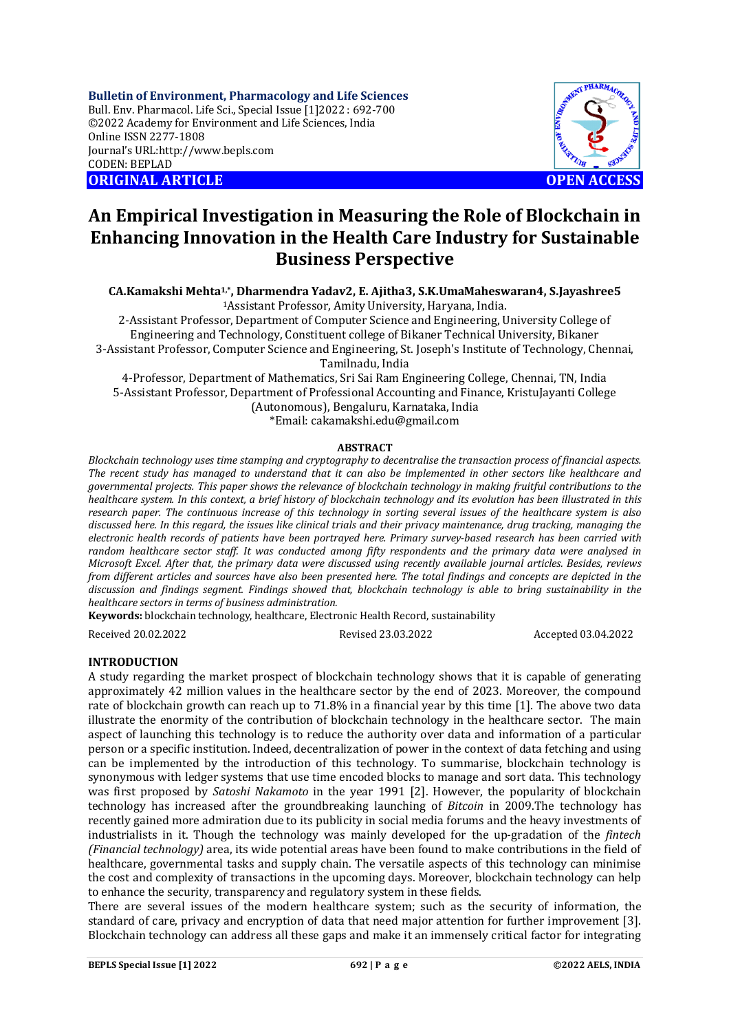Bulletin of Environment, Pharmacology and Life Sciences
Bull. Env. Pharmacol. Life Sci., Special Issue [1]2022 : 692-700
©2022 Academy for Environment and Life Sciences, India
Online ISSN 2277-1808
Journal's URL:http://www.bepls.com
CODEN: BEPLAD

**ORIGINAL ARTICLE** **OPEN ACCESS**

# An Empirical Investigation in Measuring the Role of Blockchain in Enhancing Innovation in the Health Care Industry for Sustainable Business Perspective

**CA.Kamakshi Mehta[1,*], Dharmendra Yadav2, E. Ajitha3, S.K.UmaMaheswaran4, S.Jayashree5**

[1]Assistant Professor, Amity University, Haryana, India.

2-Assistant Professor, Department of Computer Science and Engineering, University College of Engineering and Technology, Constituent college of Bikaner Technical University, Bikaner

3-Assistant Professor, Computer Science and Engineering, St. Joseph's Institute of Technology, Chennai, Tamilnadu, India

4-Professor, Department of Mathematics, Sri Sai Ram Engineering College, Chennai, TN, India

5-Assistant Professor, Department of Professional Accounting and Finance, KristuJayanti College (Autonomous), Bengaluru, Karnataka, India

*Email: cakamakshi.edu@gmail.com

## ABSTRACT

*Blockchain technology uses time stamping and cryptography to decentralise the transaction process of financial aspects. The recent study has managed to understand that it can also be implemented in other sectors like healthcare and governmental projects. This paper shows the relevance of blockchain technology in making fruitful contributions to the healthcare system. In this context, a brief history of blockchain technology and its evolution has been illustrated in this research paper. The continuous increase of this technology in sorting several issues of the healthcare system is also discussed here. In this regard, the issues like clinical trials and their privacy maintenance, drug tracking, managing the electronic health records of patients have been portrayed here. Primary survey-based research has been carried with random healthcare sector staff. It was conducted among fifty respondents and the primary data were analysed in Microsoft Excel. After that, the primary data were discussed using recently available journal articles. Besides, reviews from different articles and sources have also been presented here. The total findings and concepts are depicted in the discussion and findings segment. Findings showed that, blockchain technology is able to bring sustainability in the healthcare sectors in terms of business administration.*

**Keywords:** blockchain technology, healthcare, Electronic Health Record, sustainability

Received 20.02.2022 Revised 23.03.2022 Accepted 03.04.2022

## INTRODUCTION

A study regarding the market prospect of blockchain technology shows that it is capable of generating approximately 42 million values in the healthcare sector by the end of 2023. Moreover, the compound rate of blockchain growth can reach up to 71.8% in a financial year by this time [1]. The above two data illustrate the enormity of the contribution of blockchain technology in the healthcare sector. The main aspect of launching this technology is to reduce the authority over data and information of a particular person or a specific institution. Indeed, decentralization of power in the context of data fetching and using can be implemented by the introduction of this technology. To summarise, blockchain technology is synonymous with ledger systems that use time encoded blocks to manage and sort data. This technology was first proposed by *Satoshi Nakamoto* in the year 1991 [2]. However, the popularity of blockchain technology has increased after the groundbreaking launching of *Bitcoin* in 2009.The technology has recently gained more admiration due to its publicity in social media forums and the heavy investments of industrialists in it. Though the technology was mainly developed for the up-gradation of the *fintech (Financial technology)* area, its wide potential areas have been found to make contributions in the field of healthcare, governmental tasks and supply chain. The versatile aspects of this technology can minimise the cost and complexity of transactions in the upcoming days. Moreover, blockchain technology can help to enhance the security, transparency and regulatory system in these fields.

There are several issues of the modern healthcare system; such as the security of information, the standard of care, privacy and encryption of data that need major attention for further improvement [3]. Blockchain technology can address all these gaps and make it an immensely critical factor for integrating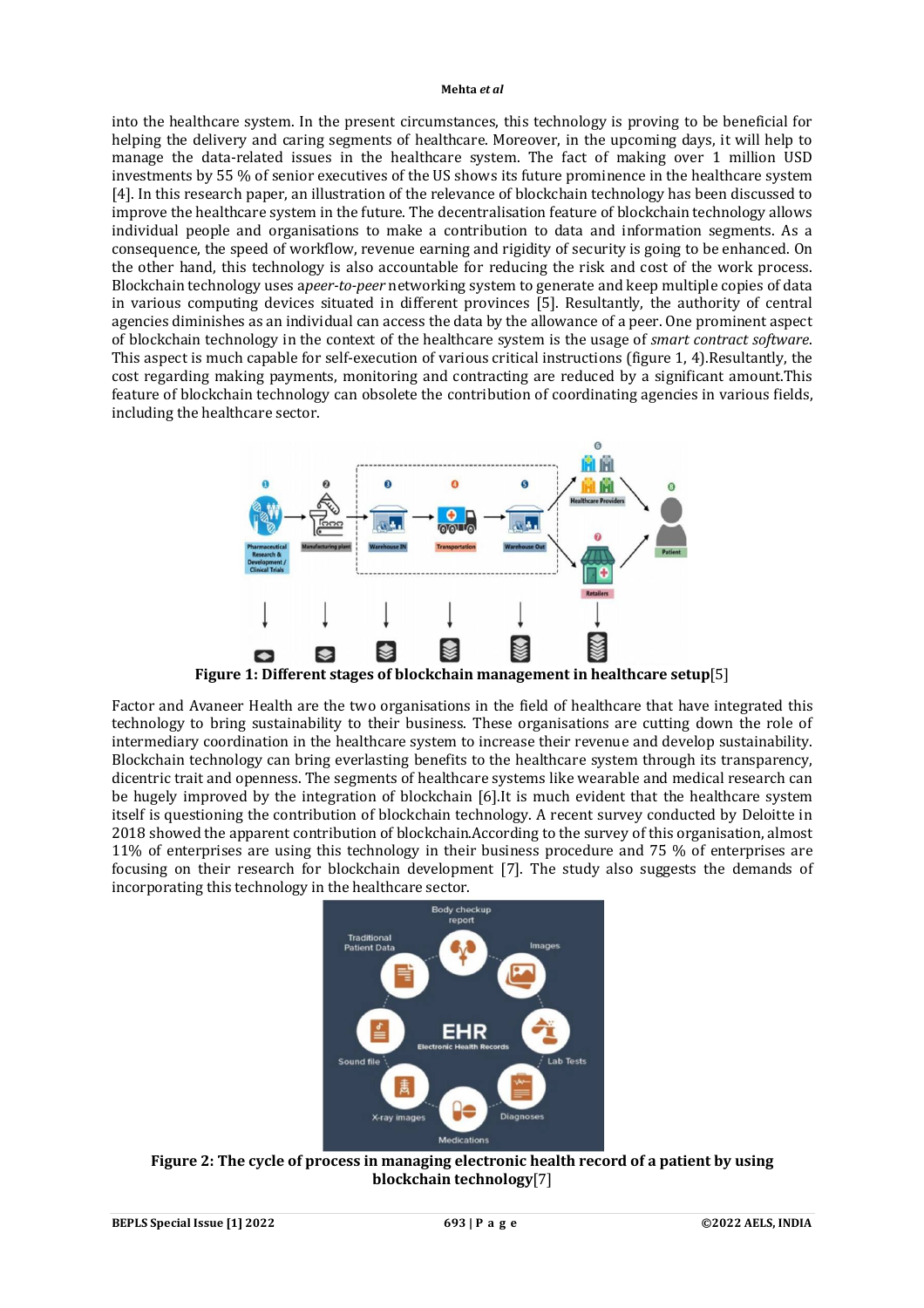into the healthcare system. In the present circumstances, this technology is proving to be beneficial for helping the delivery and caring segments of healthcare. Moreover, in the upcoming days, it will help to manage the data-related issues in the healthcare system. The fact of making over 1 million USD investments by 55 % of senior executives of the US shows its future prominence in the healthcare system [4]. In this research paper, an illustration of the relevance of blockchain technology has been discussed to improve the healthcare system in the future. The decentralisation feature of blockchain technology allows individual people and organisations to make a contribution to data and information segments. As a consequence, the speed of workflow, revenue earning and rigidity of security is going to be enhanced. On the other hand, this technology is also accountable for reducing the risk and cost of the work process. Blockchain technology uses a*peer-to-peer* networking system to generate and keep multiple copies of data in various computing devices situated in different provinces [5]. Resultantly, the authority of central agencies diminishes as an individual can access the data by the allowance of a peer. One prominent aspect of blockchain technology in the context of the healthcare system is the usage of *smart contract software*. This aspect is much capable for self-execution of various critical instructions (figure 1, 4).Resultantly, the cost regarding making payments, monitoring and contracting are reduced by a significant amount.This feature of blockchain technology can obsolete the contribution of coordinating agencies in various fields, including the healthcare sector.

**Figure 1: Different stages of blockchain management in healthcare setup**[5]

Factor and Avaneer Health are the two organisations in the field of healthcare that have integrated this technology to bring sustainability to their business. These organisations are cutting down the role of intermediary coordination in the healthcare system to increase their revenue and develop sustainability. Blockchain technology can bring everlasting benefits to the healthcare system through its transparency, dicentric trait and openness. The segments of healthcare systems like wearable and medical research can be hugely improved by the integration of blockchain [6].It is much evident that the healthcare system itself is questioning the contribution of blockchain technology. A recent survey conducted by Deloitte in 2018 showed the apparent contribution of blockchain.According to the survey of this organisation, almost 11% of enterprises are using this technology in their business procedure and 75 % of enterprises are focusing on their research for blockchain development [7]. The study also suggests the demands of incorporating this technology in the healthcare sector.

**Figure 2: The cycle of process in managing electronic health record of a patient by using blockchain technology**[7]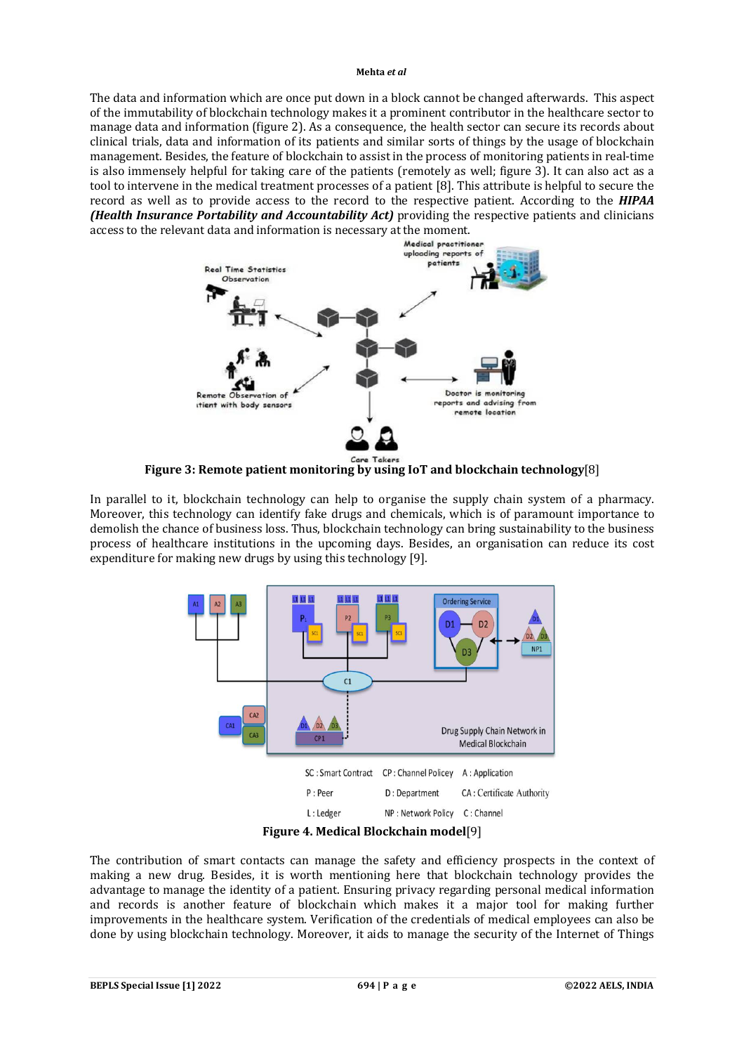The data and information which are once put down in a block cannot be changed afterwards. This aspect of the immutability of blockchain technology makes it a prominent contributor in the healthcare sector to manage data and information (figure 2). As a consequence, the health sector can secure its records about clinical trials, data and information of its patients and similar sorts of things by the usage of blockchain management. Besides, the feature of blockchain to assist in the process of monitoring patients in real-time is also immensely helpful for taking care of the patients (remotely as well; figure 3). It can also act as a tool to intervene in the medical treatment processes of a patient [8]. This attribute is helpful to secure the record as well as to provide access to the record to the respective patient. According to the ***HIPAA (Health Insurance Portability and Accountability Act)*** providing the respective patients and clinicians access to the relevant data and information is necessary at the moment.

**Figure 3: Remote patient monitoring by using IoT and blockchain technology**[8]

In parallel to it, blockchain technology can help to organise the supply chain system of a pharmacy. Moreover, this technology can identify fake drugs and chemicals, which is of paramount importance to demolish the chance of business loss. Thus, blockchain technology can bring sustainability to the business process of healthcare institutions in the upcoming days. Besides, an organisation can reduce its cost expenditure for making new drugs by using this technology [9].

**Figure 4. Medical Blockchain model**[9]

The contribution of smart contacts can manage the safety and efficiency prospects in the context of making a new drug. Besides, it is worth mentioning here that blockchain technology provides the advantage to manage the identity of a patient. Ensuring privacy regarding personal medical information and records is another feature of blockchain which makes it a major tool for making further improvements in the healthcare system. Verification of the credentials of medical employees can also be done by using blockchain technology. Moreover, it aids to manage the security of the Internet of Things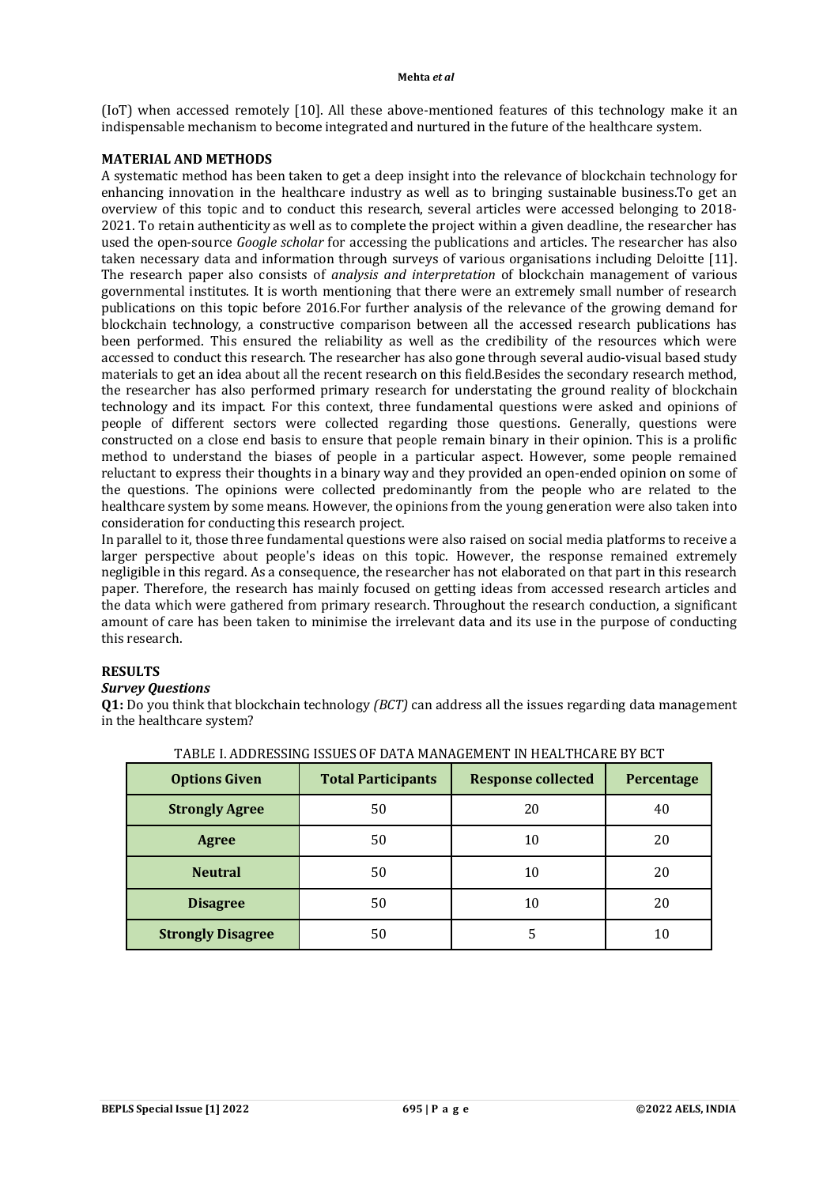(IoT) when accessed remotely [10]. All these above-mentioned features of this technology make it an indispensable mechanism to become integrated and nurtured in the future of the healthcare system.

## MATERIAL AND METHODS

A systematic method has been taken to get a deep insight into the relevance of blockchain technology for enhancing innovation in the healthcare industry as well as to bringing sustainable business.To get an overview of this topic and to conduct this research, several articles were accessed belonging to 2018-2021. To retain authenticity as well as to complete the project within a given deadline, the researcher has used the open-source *Google scholar* for accessing the publications and articles. The researcher has also taken necessary data and information through surveys of various organisations including Deloitte [11]. The research paper also consists of *analysis and interpretation* of blockchain management of various governmental institutes. It is worth mentioning that there were an extremely small number of research publications on this topic before 2016.For further analysis of the relevance of the growing demand for blockchain technology, a constructive comparison between all the accessed research publications has been performed. This ensured the reliability as well as the credibility of the resources which were accessed to conduct this research. The researcher has also gone through several audio-visual based study materials to get an idea about all the recent research on this field.Besides the secondary research method, the researcher has also performed primary research for understating the ground reality of blockchain technology and its impact. For this context, three fundamental questions were asked and opinions of people of different sectors were collected regarding those questions. Generally, questions were constructed on a close end basis to ensure that people remain binary in their opinion. This is a prolific method to understand the biases of people in a particular aspect. However, some people remained reluctant to express their thoughts in a binary way and they provided an open-ended opinion on some of the questions. The opinions were collected predominantly from the people who are related to the healthcare system by some means. However, the opinions from the young generation were also taken into consideration for conducting this research project.

In parallel to it, those three fundamental questions were also raised on social media platforms to receive a larger perspective about people's ideas on this topic. However, the response remained extremely negligible in this regard. As a consequence, the researcher has not elaborated on that part in this research paper. Therefore, the research has mainly focused on getting ideas from accessed research articles and the data which were gathered from primary research. Throughout the research conduction, a significant amount of care has been taken to minimise the irrelevant data and its use in the purpose of conducting this research.

## RESULTS

### *Survey Questions*

**Q1:** Do you think that blockchain technology *(BCT)* can address all the issues regarding data management in the healthcare system?

TABLE I. ADDRESSING ISSUES OF DATA MANAGEMENT IN HEALTHCARE BY BCT

| Options Given | Total Participants | Response collected | Percentage |
|---|---|---|---|
| Strongly Agree | 50 | 20 | 40 |
| Agree | 50 | 10 | 20 |
| Neutral | 50 | 10 | 20 |
| Disagree | 50 | 10 | 20 |
| Strongly Disagree | 50 | 5 | 10 |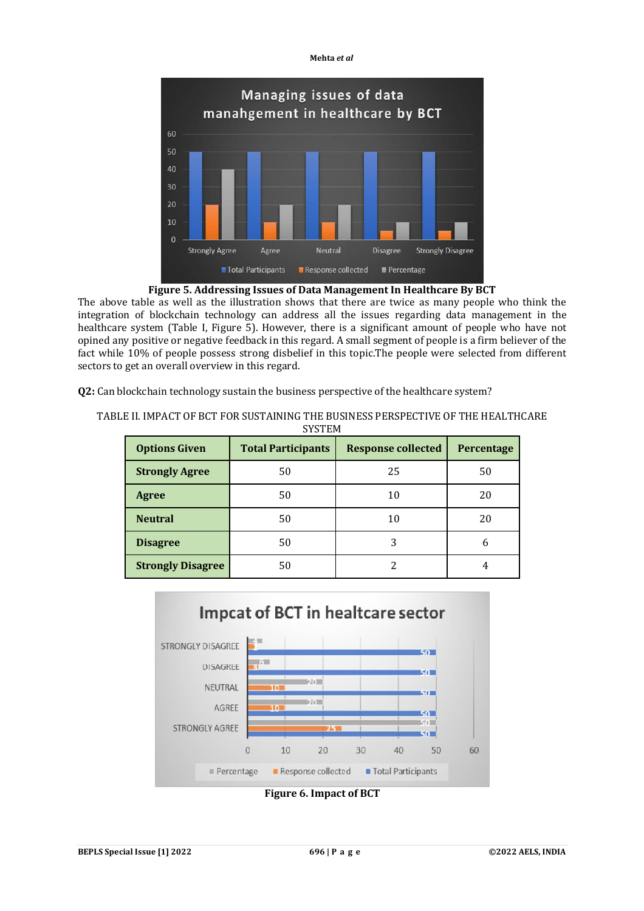**Figure 5. Addressing Issues of Data Management In Healthcare By BCT**

The above table as well as the illustration shows that there are twice as many people who think the integration of blockchain technology can address all the issues regarding data management in the healthcare system (Table I, Figure 5). However, there is a significant amount of people who have not opined any positive or negative feedback in this regard. A small segment of people is a firm believer of the fact while 10% of people possess strong disbelief in this topic.The people were selected from different sectors to get an overall overview in this regard.

**Q2:** Can blockchain technology sustain the business perspective of the healthcare system?

TABLE II. IMPACT OF BCT FOR SUSTAINING THE BUSINESS PERSPECTIVE OF THE HEALTHCARE SYSTEM

| Options Given | Total Participants | Response collected | Percentage |
|---|---|---|---|
| **Strongly Agree** | 50 | 25 | 50 |
| **Agree** | 50 | 10 | 20 |
| **Neutral** | 50 | 10 | 20 |
| **Disagree** | 50 | 3 | 6 |
| **Strongly Disagree** | 50 | 2 | 4 |

**Figure 6. Impact of BCT**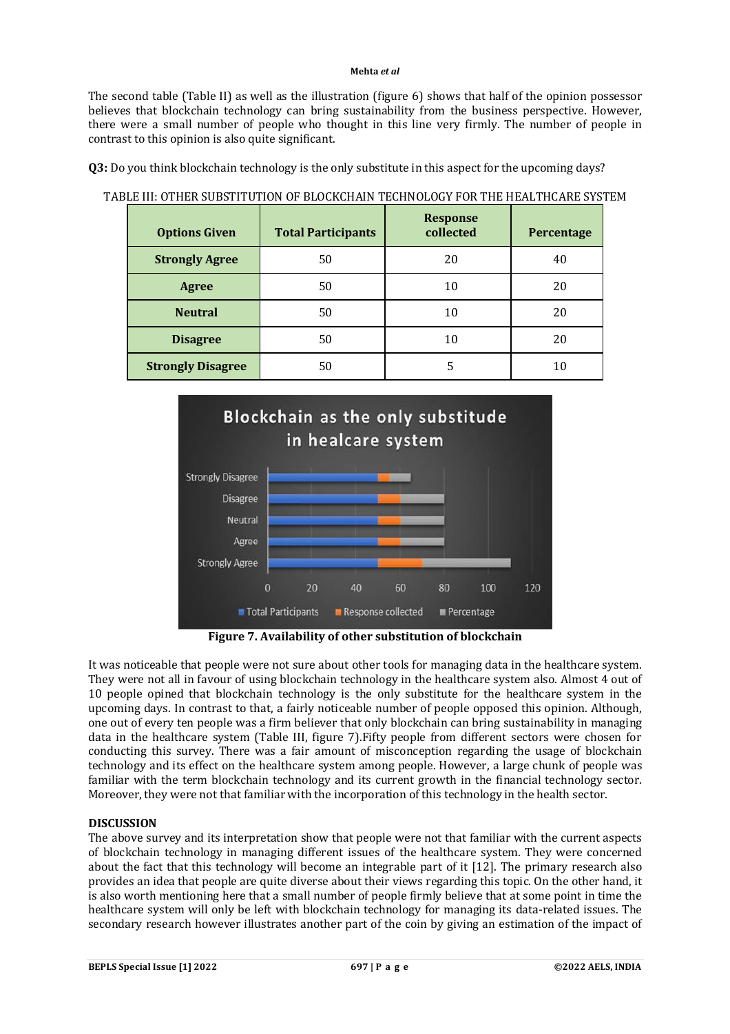The second table (Table II) as well as the illustration (figure 6) shows that half of the opinion possessor believes that blockchain technology can bring sustainability from the business perspective. However, there were a small number of people who thought in this line very firmly. The number of people in contrast to this opinion is also quite significant.

**Q3:** Do you think blockchain technology is the only substitute in this aspect for the upcoming days?

TABLE III: OTHER SUBSTITUTION OF BLOCKCHAIN TECHNOLOGY FOR THE HEALTHCARE SYSTEM

| Options Given | Total Participants | Response collected | Percentage |
|---|---|---|---|
| **Strongly Agree** | 50 | 20 | 40 |
| **Agree** | 50 | 10 | 20 |
| **Neutral** | 50 | 10 | 20 |
| **Disagree** | 50 | 10 | 20 |
| **Strongly Disagree** | 50 | 5 | 10 |

**Figure 7. Availability of other substitution of blockchain**

It was noticeable that people were not sure about other tools for managing data in the healthcare system. They were not all in favour of using blockchain technology in the healthcare system also. Almost 4 out of 10 people opined that blockchain technology is the only substitute for the healthcare system in the upcoming days. In contrast to that, a fairly noticeable number of people opposed this opinion. Although, one out of every ten people was a firm believer that only blockchain can bring sustainability in managing data in the healthcare system (Table III, figure 7).Fifty people from different sectors were chosen for conducting this survey. There was a fair amount of misconception regarding the usage of blockchain technology and its effect on the healthcare system among people. However, a large chunk of people was familiar with the term blockchain technology and its current growth in the financial technology sector. Moreover, they were not that familiar with the incorporation of this technology in the health sector.

## DISCUSSION

The above survey and its interpretation show that people were not that familiar with the current aspects of blockchain technology in managing different issues of the healthcare system. They were concerned about the fact that this technology will become an integrable part of it [12]. The primary research also provides an idea that people are quite diverse about their views regarding this topic. On the other hand, it is also worth mentioning here that a small number of people firmly believe that at some point in time the healthcare system will only be left with blockchain technology for managing its data-related issues. The secondary research however illustrates another part of the coin by giving an estimation of the impact of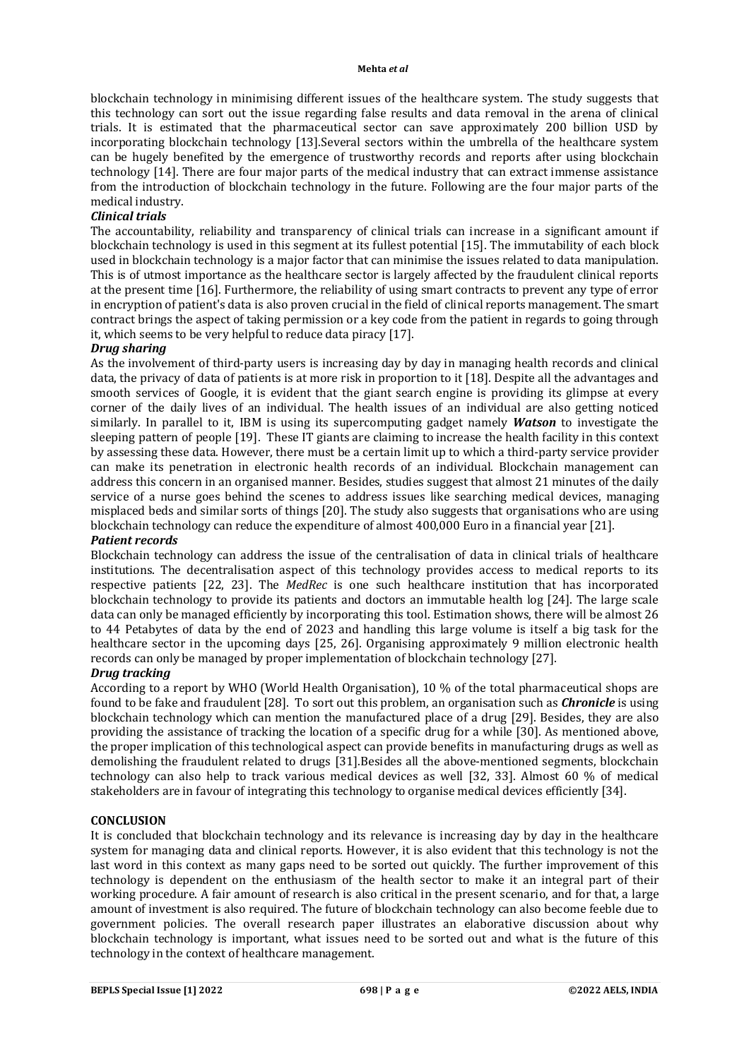blockchain technology in minimising different issues of the healthcare system. The study suggests that this technology can sort out the issue regarding false results and data removal in the arena of clinical trials. It is estimated that the pharmaceutical sector can save approximately 200 billion USD by incorporating blockchain technology [13].Several sectors within the umbrella of the healthcare system can be hugely benefited by the emergence of trustworthy records and reports after using blockchain technology [14]. There are four major parts of the medical industry that can extract immense assistance from the introduction of blockchain technology in the future. Following are the four major parts of the medical industry.

### *Clinical trials*

The accountability, reliability and transparency of clinical trials can increase in a significant amount if blockchain technology is used in this segment at its fullest potential [15]. The immutability of each block used in blockchain technology is a major factor that can minimise the issues related to data manipulation. This is of utmost importance as the healthcare sector is largely affected by the fraudulent clinical reports at the present time [16]. Furthermore, the reliability of using smart contracts to prevent any type of error in encryption of patient's data is also proven crucial in the field of clinical reports management. The smart contract brings the aspect of taking permission or a key code from the patient in regards to going through it, which seems to be very helpful to reduce data piracy [17].

### *Drug sharing*

As the involvement of third-party users is increasing day by day in managing health records and clinical data, the privacy of data of patients is at more risk in proportion to it [18]. Despite all the advantages and smooth services of Google, it is evident that the giant search engine is providing its glimpse at every corner of the daily lives of an individual. The health issues of an individual are also getting noticed similarly. In parallel to it, IBM is using its supercomputing gadget namely ***Watson*** to investigate the sleeping pattern of people [19]. These IT giants are claiming to increase the health facility in this context by assessing these data. However, there must be a certain limit up to which a third-party service provider can make its penetration in electronic health records of an individual. Blockchain management can address this concern in an organised manner. Besides, studies suggest that almost 21 minutes of the daily service of a nurse goes behind the scenes to address issues like searching medical devices, managing misplaced beds and similar sorts of things [20]. The study also suggests that organisations who are using blockchain technology can reduce the expenditure of almost 400,000 Euro in a financial year [21].

### *Patient records*

Blockchain technology can address the issue of the centralisation of data in clinical trials of healthcare institutions. The decentralisation aspect of this technology provides access to medical reports to its respective patients [22, 23]. The *MedRec* is one such healthcare institution that has incorporated blockchain technology to provide its patients and doctors an immutable health log [24]. The large scale data can only be managed efficiently by incorporating this tool. Estimation shows, there will be almost 26 to 44 Petabytes of data by the end of 2023 and handling this large volume is itself a big task for the healthcare sector in the upcoming days [25, 26]. Organising approximately 9 million electronic health records can only be managed by proper implementation of blockchain technology [27].

### *Drug tracking*

According to a report by WHO (World Health Organisation), 10 % of the total pharmaceutical shops are found to be fake and fraudulent [28]. To sort out this problem, an organisation such as ***Chronicle*** is using blockchain technology which can mention the manufactured place of a drug [29]. Besides, they are also providing the assistance of tracking the location of a specific drug for a while [30]. As mentioned above, the proper implication of this technological aspect can provide benefits in manufacturing drugs as well as demolishing the fraudulent related to drugs [31].Besides all the above-mentioned segments, blockchain technology can also help to track various medical devices as well [32, 33]. Almost 60 % of medical stakeholders are in favour of integrating this technology to organise medical devices efficiently [34].

## CONCLUSION

It is concluded that blockchain technology and its relevance is increasing day by day in the healthcare system for managing data and clinical reports. However, it is also evident that this technology is not the last word in this context as many gaps need to be sorted out quickly. The further improvement of this technology is dependent on the enthusiasm of the health sector to make it an integral part of their working procedure. A fair amount of research is also critical in the present scenario, and for that, a large amount of investment is also required. The future of blockchain technology can also become feeble due to government policies. The overall research paper illustrates an elaborative discussion about why blockchain technology is important, what issues need to be sorted out and what is the future of this technology in the context of healthcare management.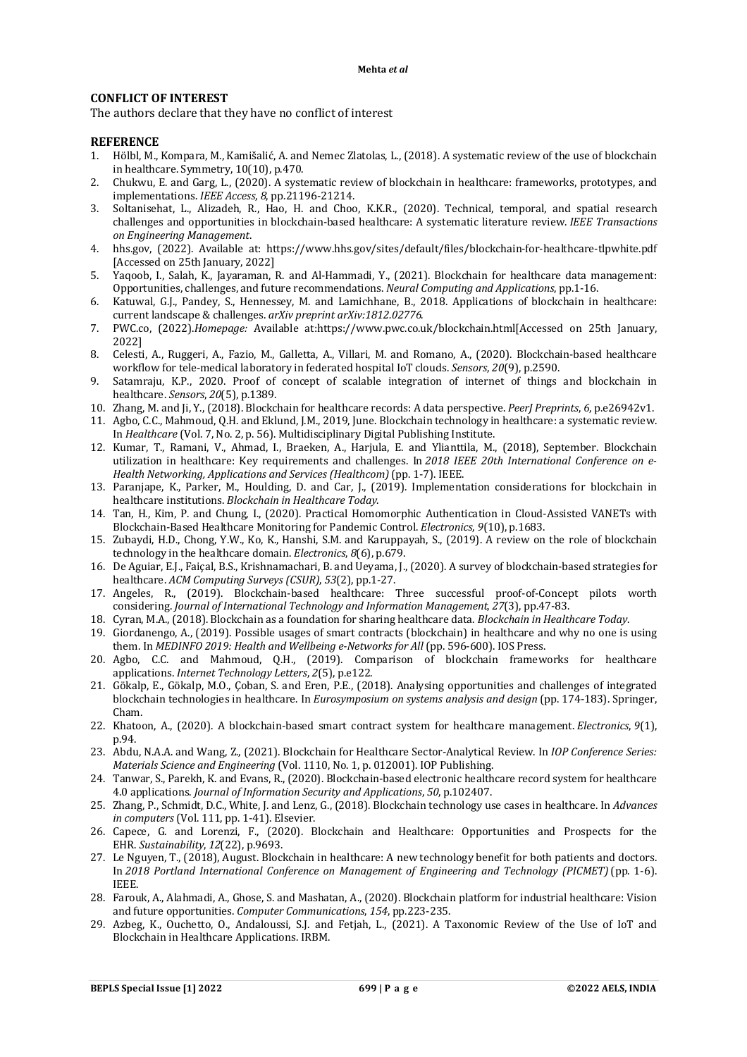## CONFLICT OF INTEREST

The authors declare that they have no conflict of interest

## REFERENCE

1. Hölbl, M., Kompara, M., Kamišalić, A. and Nemec Zlatolas, L., (2018). A systematic review of the use of blockchain in healthcare. Symmetry, 10(10), p.470.
2. Chukwu, E. and Garg, L., (2020). A systematic review of blockchain in healthcare: frameworks, prototypes, and implementations. *IEEE Access*, *8*, pp.21196-21214.
3. Soltanisehat, L., Alizadeh, R., Hao, H. and Choo, K.K.R., (2020). Technical, temporal, and spatial research challenges and opportunities in blockchain-based healthcare: A systematic literature review. *IEEE Transactions on Engineering Management*.
4. hhs.gov, (2022). Available at: https://www.hhs.gov/sites/default/files/blockchain-for-healthcare-tlpwhite.pdf [Accessed on 25th January, 2022]
5. Yaqoob, I., Salah, K., Jayaraman, R. and Al-Hammadi, Y., (2021). Blockchain for healthcare data management: Opportunities, challenges, and future recommendations. *Neural Computing and Applications*, pp.1-16.
6. Katuwal, G.J., Pandey, S., Hennessey, M. and Lamichhane, B., 2018. Applications of blockchain in healthcare: current landscape & challenges. *arXiv preprint arXiv:1812.02776*.
7. PWC.co, (2022).*Homepage:* Available at:https://www.pwc.co.uk/blockchain.html[Accessed on 25th January, 2022]
8. Celesti, A., Ruggeri, A., Fazio, M., Galletta, A., Villari, M. and Romano, A., (2020). Blockchain-based healthcare workflow for tele-medical laboratory in federated hospital IoT clouds. *Sensors*, *20*(9), p.2590.
9. Satamraju, K.P., 2020. Proof of concept of scalable integration of internet of things and blockchain in healthcare. *Sensors*, *20*(5), p.1389.
10. Zhang, M. and Ji, Y., (2018). Blockchain for healthcare records: A data perspective. *PeerJ Preprints*, *6*, p.e26942v1.
11. Agbo, C.C., Mahmoud, Q.H. and Eklund, J.M., 2019, June. Blockchain technology in healthcare: a systematic review. In *Healthcare* (Vol. 7, No. 2, p. 56). Multidisciplinary Digital Publishing Institute.
12. Kumar, T., Ramani, V., Ahmad, I., Braeken, A., Harjula, E. and Ylianttila, M., (2018), September. Blockchain utilization in healthcare: Key requirements and challenges. In *2018 IEEE 20th International Conference on e-Health Networking, Applications and Services (Healthcom)* (pp. 1-7). IEEE.
13. Paranjape, K., Parker, M., Houlding, D. and Car, J., (2019). Implementation considerations for blockchain in healthcare institutions. *Blockchain in Healthcare Today*.
14. Tan, H., Kim, P. and Chung, I., (2020). Practical Homomorphic Authentication in Cloud-Assisted VANETs with Blockchain-Based Healthcare Monitoring for Pandemic Control. *Electronics*, *9*(10), p.1683.
15. Zubaydi, H.D., Chong, Y.W., Ko, K., Hanshi, S.M. and Karuppayah, S., (2019). A review on the role of blockchain technology in the healthcare domain. *Electronics*, *8*(6), p.679.
16. De Aguiar, E.J., Faiçal, B.S., Krishnamachari, B. and Ueyama, J., (2020). A survey of blockchain-based strategies for healthcare. *ACM Computing Surveys (CSUR)*, *53*(2), pp.1-27.
17. Angeles, R., (2019). Blockchain-based healthcare: Three successful proof-of-Concept pilots worth considering. *Journal of International Technology and Information Management*, *27*(3), pp.47-83.
18. Cyran, M.A., (2018). Blockchain as a foundation for sharing healthcare data. *Blockchain in Healthcare Today*.
19. Giordanengo, A., (2019). Possible usages of smart contracts (blockchain) in healthcare and why no one is using them. In *MEDINFO 2019: Health and Wellbeing e-Networks for All* (pp. 596-600). IOS Press.
20. Agbo, C.C. and Mahmoud, Q.H., (2019). Comparison of blockchain frameworks for healthcare applications. *Internet Technology Letters*, *2*(5), p.e122.
21. Gökalp, E., Gökalp, M.O., Çoban, S. and Eren, P.E., (2018). Analysing opportunities and challenges of integrated blockchain technologies in healthcare. In *Eurosymposium on systems analysis and design* (pp. 174-183). Springer, Cham.
22. Khatoon, A., (2020). A blockchain-based smart contract system for healthcare management. *Electronics*, *9*(1), p.94.
23. Abdu, N.A.A. and Wang, Z., (2021). Blockchain for Healthcare Sector-Analytical Review. In *IOP Conference Series: Materials Science and Engineering* (Vol. 1110, No. 1, p. 012001). IOP Publishing.
24. Tanwar, S., Parekh, K. and Evans, R., (2020). Blockchain-based electronic healthcare record system for healthcare 4.0 applications. *Journal of Information Security and Applications*, *50*, p.102407.
25. Zhang, P., Schmidt, D.C., White, J. and Lenz, G., (2018). Blockchain technology use cases in healthcare. In *Advances in computers* (Vol. 111, pp. 1-41). Elsevier.
26. Capece, G. and Lorenzi, F., (2020). Blockchain and Healthcare: Opportunities and Prospects for the EHR. *Sustainability*, *12*(22), p.9693.
27. Le Nguyen, T., (2018), August. Blockchain in healthcare: A new technology benefit for both patients and doctors. In *2018 Portland International Conference on Management of Engineering and Technology (PICMET)* (pp. 1-6). IEEE.
28. Farouk, A., Alahmadi, A., Ghose, S. and Mashatan, A., (2020). Blockchain platform for industrial healthcare: Vision and future opportunities. *Computer Communications*, *154*, pp.223-235.
29. Azbeg, K., Ouchetto, O., Andaloussi, S.J. and Fetjah, L., (2021). A Taxonomic Review of the Use of IoT and Blockchain in Healthcare Applications. IRBM.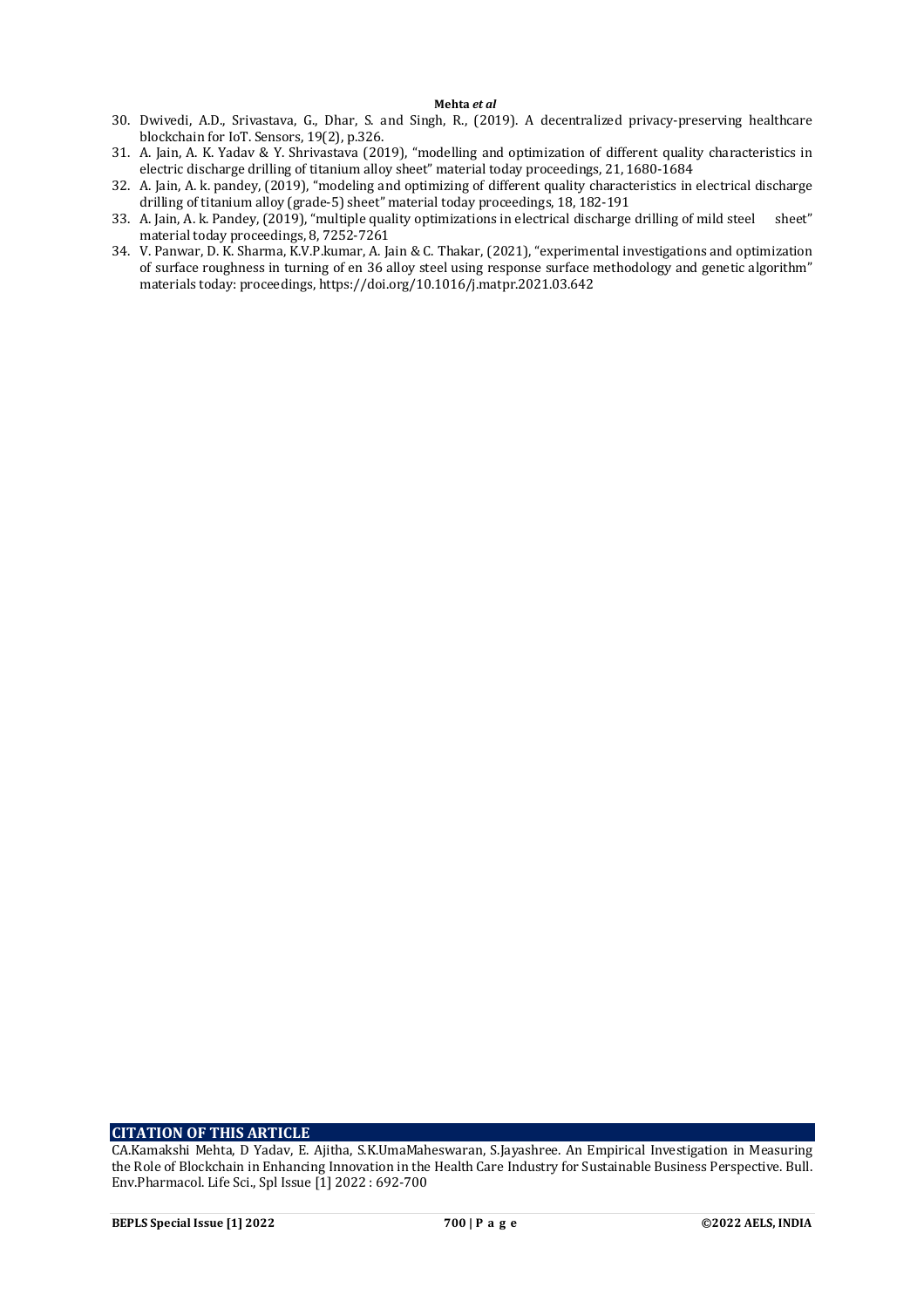30. Dwivedi, A.D., Srivastava, G., Dhar, S. and Singh, R., (2019). A decentralized privacy-preserving healthcare blockchain for IoT. Sensors, 19(2), p.326.
31. A. Jain, A. K. Yadav & Y. Shrivastava (2019), "modelling and optimization of different quality characteristics in electric discharge drilling of titanium alloy sheet" material today proceedings, 21, 1680-1684
32. A. Jain, A. k. pandey, (2019), "modeling and optimizing of different quality characteristics in electrical discharge drilling of titanium alloy (grade-5) sheet" material today proceedings, 18, 182-191
33. A. Jain, A. k. Pandey, (2019), "multiple quality optimizations in electrical discharge drilling of mild steel sheet" material today proceedings, 8, 7252-7261
34. V. Panwar, D. K. Sharma, K.V.P.kumar, A. Jain & C. Thakar, (2021), "experimental investigations and optimization of surface roughness in turning of en 36 alloy steel using response surface methodology and genetic algorithm" materials today: proceedings, https://doi.org/10.1016/j.matpr.2021.03.642

**CITATION OF THIS ARTICLE**

CA.Kamakshi Mehta, D Yadav, E. Ajitha, S.K.UmaMaheswaran, S.Jayashree. An Empirical Investigation in Measuring the Role of Blockchain in Enhancing Innovation in the Health Care Industry for Sustainable Business Perspective. Bull. Env.Pharmacol. Life Sci., Spl Issue [1] 2022 : 692-700